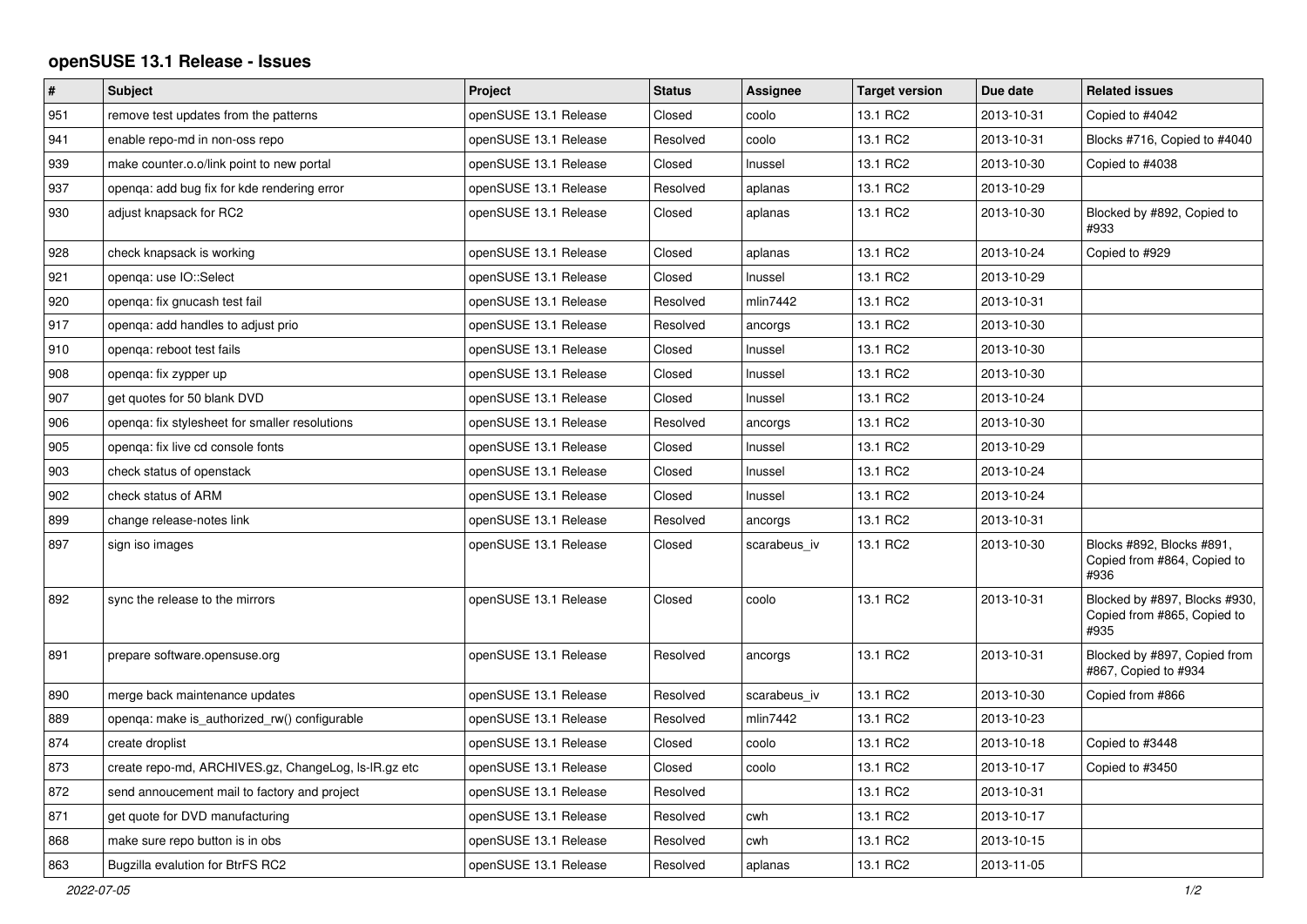# openSUSE 13.1 Release - Issues

| # | Subject | Project | Status | Assignee | Target version | Due date | Related issues |
|---|---|---|---|---|---|---|---|
| 951 | remove test updates from the patterns | openSUSE 13.1 Release | Closed | coolo | 13.1 RC2 | 2013-10-31 | Copied to #4042 |
| 941 | enable repo-md in non-oss repo | openSUSE 13.1 Release | Resolved | coolo | 13.1 RC2 | 2013-10-31 | Blocks #716, Copied to #4040 |
| 939 | make counter.o.o/link point to new portal | openSUSE 13.1 Release | Closed | lnussel | 13.1 RC2 | 2013-10-30 | Copied to #4038 |
| 937 | openqa: add bug fix for kde rendering error | openSUSE 13.1 Release | Resolved | aplanas | 13.1 RC2 | 2013-10-29 | |
| 930 | adjust knapsack for RC2 | openSUSE 13.1 Release | Closed | aplanas | 13.1 RC2 | 2013-10-30 | Blocked by #892, Copied to #933 |
| 928 | check knapsack is working | openSUSE 13.1 Release | Closed | aplanas | 13.1 RC2 | 2013-10-24 | Copied to #929 |
| 921 | openqa: use IO::Select | openSUSE 13.1 Release | Closed | lnussel | 13.1 RC2 | 2013-10-29 | |
| 920 | openqa: fix gnucash test fail | openSUSE 13.1 Release | Resolved | mlin7442 | 13.1 RC2 | 2013-10-31 | |
| 917 | openqa: add handles to adjust prio | openSUSE 13.1 Release | Resolved | ancorgs | 13.1 RC2 | 2013-10-30 | |
| 910 | openqa: reboot test fails | openSUSE 13.1 Release | Closed | lnussel | 13.1 RC2 | 2013-10-30 | |
| 908 | openqa: fix zypper up | openSUSE 13.1 Release | Closed | lnussel | 13.1 RC2 | 2013-10-30 | |
| 907 | get quotes for 50 blank DVD | openSUSE 13.1 Release | Closed | lnussel | 13.1 RC2 | 2013-10-24 | |
| 906 | openqa: fix stylesheet for smaller resolutions | openSUSE 13.1 Release | Resolved | ancorgs | 13.1 RC2 | 2013-10-30 | |
| 905 | openqa: fix live cd console fonts | openSUSE 13.1 Release | Closed | lnussel | 13.1 RC2 | 2013-10-29 | |
| 903 | check status of openstack | openSUSE 13.1 Release | Closed | lnussel | 13.1 RC2 | 2013-10-24 | |
| 902 | check status of ARM | openSUSE 13.1 Release | Closed | lnussel | 13.1 RC2 | 2013-10-24 | |
| 899 | change release-notes link | openSUSE 13.1 Release | Resolved | ancorgs | 13.1 RC2 | 2013-10-31 | |
| 897 | sign iso images | openSUSE 13.1 Release | Closed | scarabeus_iv | 13.1 RC2 | 2013-10-30 | Blocks #892, Blocks #891, Copied from #864, Copied to #936 |
| 892 | sync the release to the mirrors | openSUSE 13.1 Release | Closed | coolo | 13.1 RC2 | 2013-10-31 | Blocked by #897, Blocks #930, Copied from #865, Copied to #935 |
| 891 | prepare software.opensuse.org | openSUSE 13.1 Release | Resolved | ancorgs | 13.1 RC2 | 2013-10-31 | Blocked by #897, Copied from #867, Copied to #934 |
| 890 | merge back maintenance updates | openSUSE 13.1 Release | Resolved | scarabeus_iv | 13.1 RC2 | 2013-10-30 | Copied from #866 |
| 889 | openqa: make is_authorized_rw() configurable | openSUSE 13.1 Release | Resolved | mlin7442 | 13.1 RC2 | 2013-10-23 | |
| 874 | create droplist | openSUSE 13.1 Release | Closed | coolo | 13.1 RC2 | 2013-10-18 | Copied to #3448 |
| 873 | create repo-md, ARCHIVES.gz, ChangeLog, ls-lR.gz etc | openSUSE 13.1 Release | Closed | coolo | 13.1 RC2 | 2013-10-17 | Copied to #3450 |
| 872 | send annoucement mail to factory and project | openSUSE 13.1 Release | Resolved | | 13.1 RC2 | 2013-10-31 | |
| 871 | get quote for DVD manufacturing | openSUSE 13.1 Release | Resolved | cwh | 13.1 RC2 | 2013-10-17 | |
| 868 | make sure repo button is in obs | openSUSE 13.1 Release | Resolved | cwh | 13.1 RC2 | 2013-10-15 | |
| 863 | Bugzilla evalution for BtrFS RC2 | openSUSE 13.1 Release | Resolved | aplanas | 13.1 RC2 | 2013-11-05 | |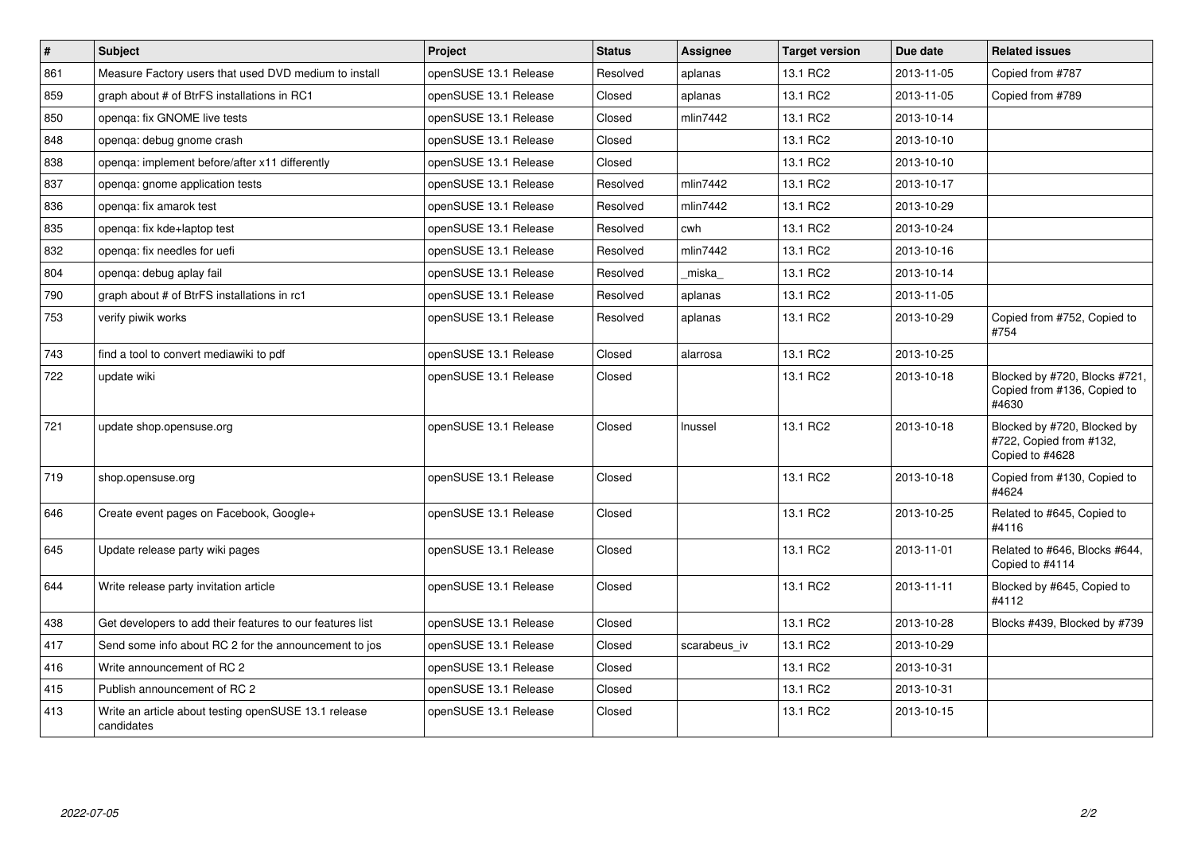| # | Subject | Project | Status | Assignee | Target version | Due date | Related issues |
|---|---|---|---|---|---|---|---|
| 861 | Measure Factory users that used DVD medium to install | openSUSE 13.1 Release | Resolved | aplanas | 13.1 RC2 | 2013-11-05 | Copied from #787 |
| 859 | graph about # of BtrFS installations in RC1 | openSUSE 13.1 Release | Closed | aplanas | 13.1 RC2 | 2013-11-05 | Copied from #789 |
| 850 | openqa: fix GNOME live tests | openSUSE 13.1 Release | Closed | mlin7442 | 13.1 RC2 | 2013-10-14 | |
| 848 | openqa: debug gnome crash | openSUSE 13.1 Release | Closed | | 13.1 RC2 | 2013-10-10 | |
| 838 | openqa: implement before/after x11 differently | openSUSE 13.1 Release | Closed | | 13.1 RC2 | 2013-10-10 | |
| 837 | openqa: gnome application tests | openSUSE 13.1 Release | Resolved | mlin7442 | 13.1 RC2 | 2013-10-17 | |
| 836 | openqa: fix amarok test | openSUSE 13.1 Release | Resolved | mlin7442 | 13.1 RC2 | 2013-10-29 | |
| 835 | openqa: fix kde+laptop test | openSUSE 13.1 Release | Resolved | cwh | 13.1 RC2 | 2013-10-24 | |
| 832 | openqa: fix needles for uefi | openSUSE 13.1 Release | Resolved | mlin7442 | 13.1 RC2 | 2013-10-16 | |
| 804 | openqa: debug aplay fail | openSUSE 13.1 Release | Resolved | _miska_ | 13.1 RC2 | 2013-10-14 | |
| 790 | graph about # of BtrFS installations in rc1 | openSUSE 13.1 Release | Resolved | aplanas | 13.1 RC2 | 2013-11-05 | |
| 753 | verify piwik works | openSUSE 13.1 Release | Resolved | aplanas | 13.1 RC2 | 2013-10-29 | Copied from #752, Copied to #754 |
| 743 | find a tool to convert mediawiki to pdf | openSUSE 13.1 Release | Closed | alarrosa | 13.1 RC2 | 2013-10-25 | |
| 722 | update wiki | openSUSE 13.1 Release | Closed | | 13.1 RC2 | 2013-10-18 | Blocked by #720, Blocks #721, Copied from #136, Copied to #4630 |
| 721 | update shop.opensuse.org | openSUSE 13.1 Release | Closed | lnussel | 13.1 RC2 | 2013-10-18 | Blocked by #720, Blocked by #722, Copied from #132, Copied to #4628 |
| 719 | shop.opensuse.org | openSUSE 13.1 Release | Closed | | 13.1 RC2 | 2013-10-18 | Copied from #130, Copied to #4624 |
| 646 | Create event pages on Facebook, Google+ | openSUSE 13.1 Release | Closed | | 13.1 RC2 | 2013-10-25 | Related to #645, Copied to #4116 |
| 645 | Update release party wiki pages | openSUSE 13.1 Release | Closed | | 13.1 RC2 | 2013-11-01 | Related to #646, Blocks #644, Copied to #4114 |
| 644 | Write release party invitation article | openSUSE 13.1 Release | Closed | | 13.1 RC2 | 2013-11-11 | Blocked by #645, Copied to #4112 |
| 438 | Get developers to add their features to our features list | openSUSE 13.1 Release | Closed | | 13.1 RC2 | 2013-10-28 | Blocks #439, Blocked by #739 |
| 417 | Send some info about RC 2 for the announcement to jos | openSUSE 13.1 Release | Closed | scarabeus_iv | 13.1 RC2 | 2013-10-29 | |
| 416 | Write announcement of RC 2 | openSUSE 13.1 Release | Closed | | 13.1 RC2 | 2013-10-31 | |
| 415 | Publish announcement of RC 2 | openSUSE 13.1 Release | Closed | | 13.1 RC2 | 2013-10-31 | |
| 413 | Write an article about testing openSUSE 13.1 release candidates | openSUSE 13.1 Release | Closed | | 13.1 RC2 | 2013-10-15 | |